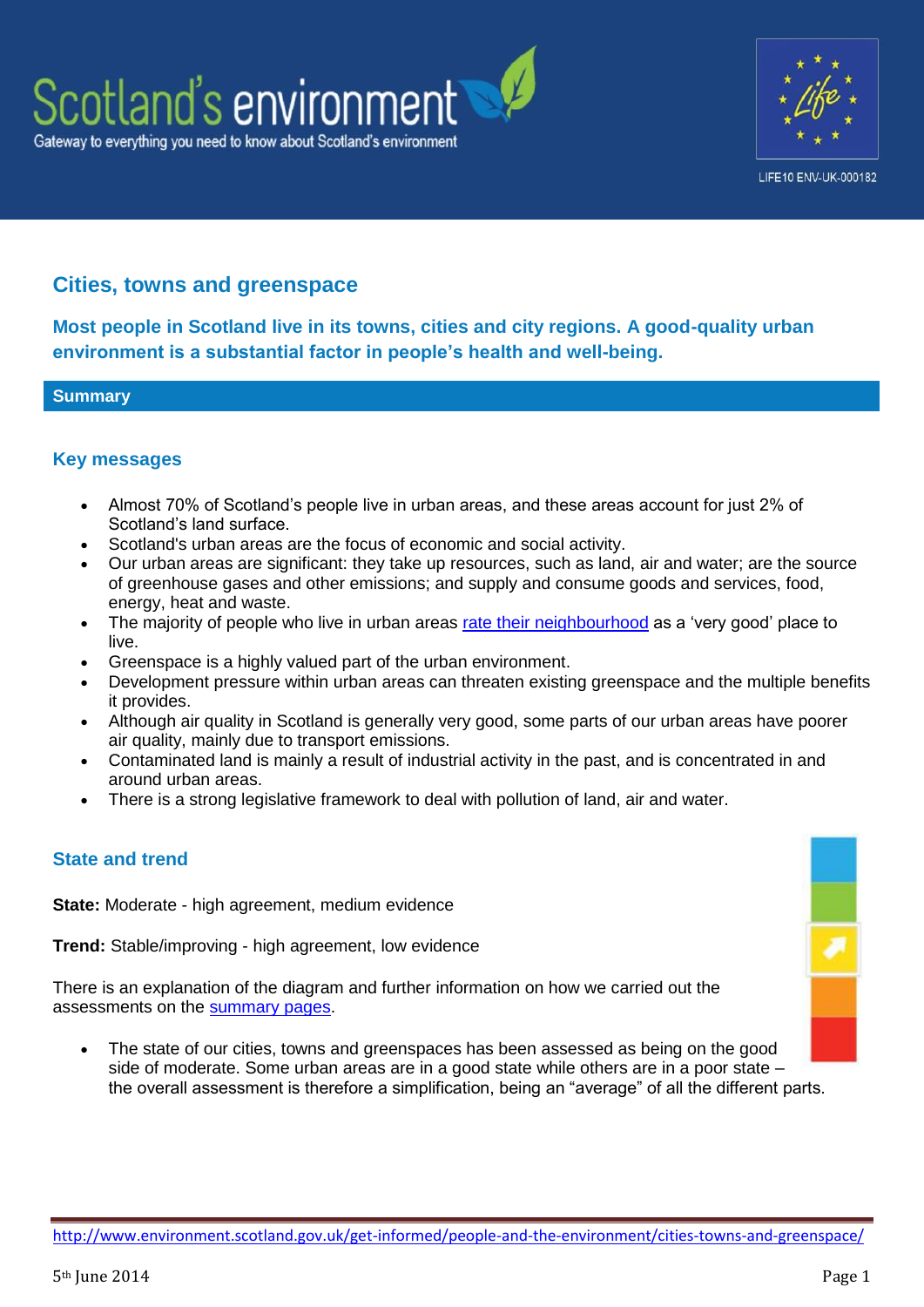Scotland's environment

Gateway to everything you need to know about Scotland's environment

LIFE10 ENV-UK-000182

# Cities, towns and greenspace

**Most people in Scotland live in its towns, cities and city regions. A good-quality urban environment is a substantial factor in people's health and well-being.**

## Summary

### Key messages

- Almost 70% of Scotland's people live in urban areas, and these areas account for just 2% of Scotland's land surface.
- Scotland's urban areas are the focus of economic and social activity.
- Our urban areas are significant: they take up resources, such as land, air and water; are the source of greenhouse gases and other emissions; and supply and consume goods and services, food, energy, heat and waste.
- The majority of people who live in urban areas rate their neighbourhood as a 'very good' place to live.
- Greenspace is a highly valued part of the urban environment.
- Development pressure within urban areas can threaten existing greenspace and the multiple benefits it provides.
- Although air quality in Scotland is generally very good, some parts of our urban areas have poorer air quality, mainly due to transport emissions.
- Contaminated land is mainly a result of industrial activity in the past, and is concentrated in and around urban areas.
- There is a strong legislative framework to deal with pollution of land, air and water.

### State and trend

**State:** Moderate - high agreement, medium evidence

**Trend:** Stable/improving - high agreement, low evidence

There is an explanation of the diagram and further information on how we carried out the assessments on the summary pages.

- The state of our cities, towns and greenspaces has been assessed as being on the good side of moderate. Some urban areas are in a good state while others are in a poor state – the overall assessment is therefore a simplification, being an "average" of all the different parts.

http://www.environment.scotland.gov.uk/get-informed/people-and-the-environment/cities-towns-and-greenspace/

5th June 2014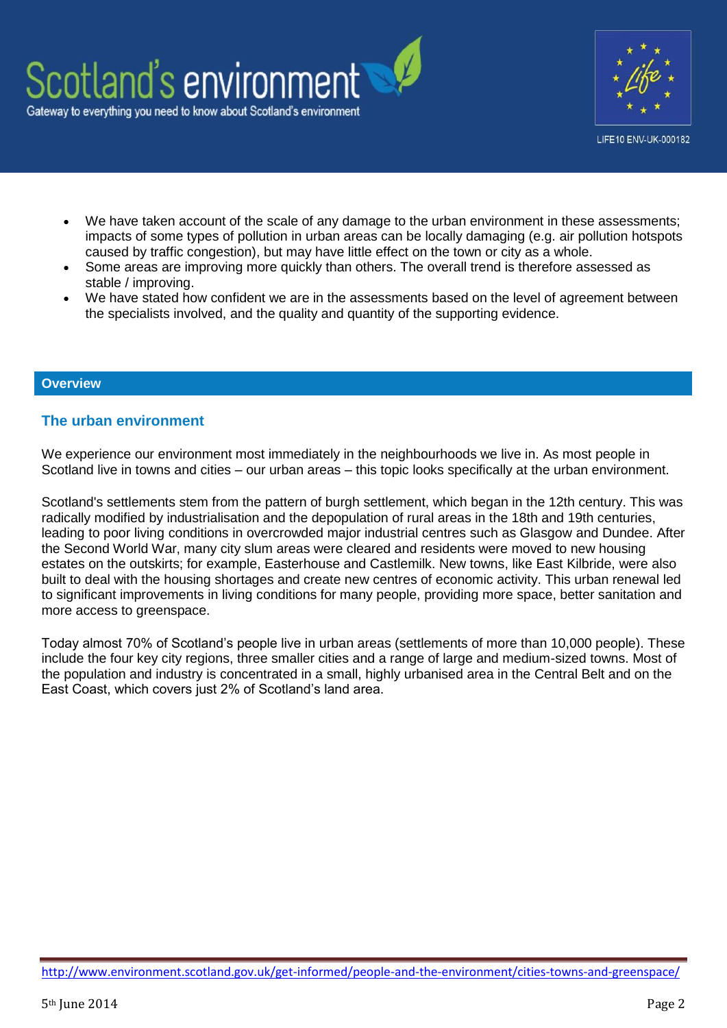- We have taken account of the scale of any damage to the urban environment in these assessments; impacts of some types of pollution in urban areas can be locally damaging (e.g. air pollution hotspots caused by traffic congestion), but may have little effect on the town or city as a whole.
- Some areas are improving more quickly than others. The overall trend is therefore assessed as stable / improving.
- We have stated how confident we are in the assessments based on the level of agreement between the specialists involved, and the quality and quantity of the supporting evidence.

## Overview

### The urban environment

We experience our environment most immediately in the neighbourhoods we live in. As most people in Scotland live in towns and cities – our urban areas – this topic looks specifically at the urban environment.

Scotland's settlements stem from the pattern of burgh settlement, which began in the 12th century. This was radically modified by industrialisation and the depopulation of rural areas in the 18th and 19th centuries, leading to poor living conditions in overcrowded major industrial centres such as Glasgow and Dundee. After the Second World War, many city slum areas were cleared and residents were moved to new housing estates on the outskirts; for example, Easterhouse and Castlemilk. New towns, like East Kilbride, were also built to deal with the housing shortages and create new centres of economic activity. This urban renewal led to significant improvements in living conditions for many people, providing more space, better sanitation and more access to greenspace.

Today almost 70% of Scotland's people live in urban areas (settlements of more than 10,000 people). These include the four key city regions, three smaller cities and a range of large and medium-sized towns. Most of the population and industry is concentrated in a small, highly urbanised area in the Central Belt and on the East Coast, which covers just 2% of Scotland's land area.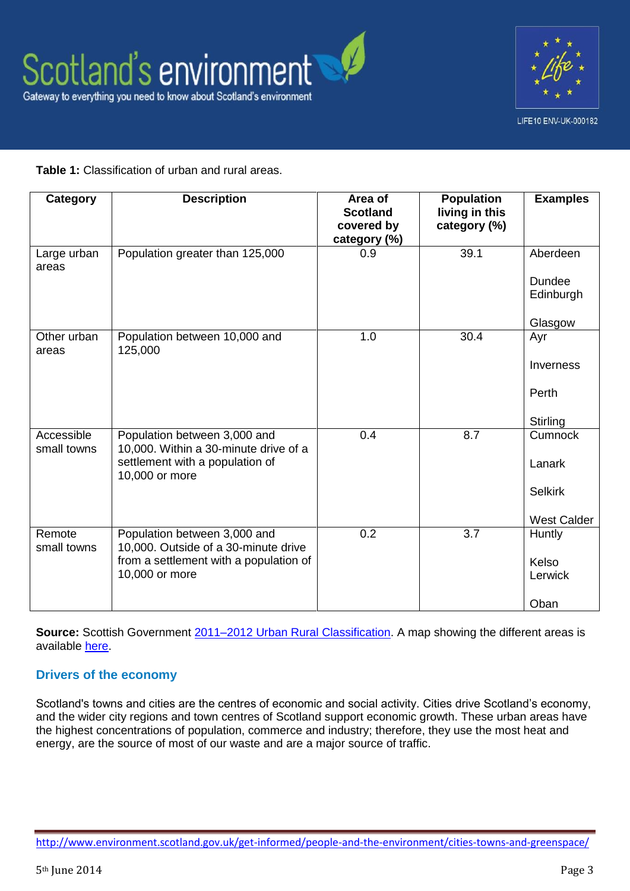**Table 1:** Classification of urban and rural areas.

| Category | Description | Area of Scotland covered by category (%) | Population living in this category (%) | Examples |
|---|---|---|---|---|
| Large urban areas | Population greater than 125,000 | 0.9 | 39.1 | Aberdeen<br>Dundee<br>Edinburgh<br>Glasgow |
| Other urban areas | Population between 10,000 and 125,000 | 1.0 | 30.4 | Ayr<br>Inverness<br>Perth<br>Stirling |
| Accessible small towns | Population between 3,000 and 10,000. Within a 30-minute drive of a settlement with a population of 10,000 or more | 0.4 | 8.7 | Cumnock<br>Lanark<br>Selkirk<br>West Calder |
| Remote small towns | Population between 3,000 and 10,000. Outside of a 30-minute drive from a settlement with a population of 10,000 or more | 0.2 | 3.7 | Huntly<br>Kelso<br>Lerwick<br>Oban |

**Source:** Scottish Government 2011–2012 Urban Rural Classification. A map showing the different areas is available here.

## Drivers of the economy

Scotland's towns and cities are the centres of economic and social activity. Cities drive Scotland's economy, and the wider city regions and town centres of Scotland support economic growth. These urban areas have the highest concentrations of population, commerce and industry; therefore, they use the most heat and energy, are the source of most of our waste and are a major source of traffic.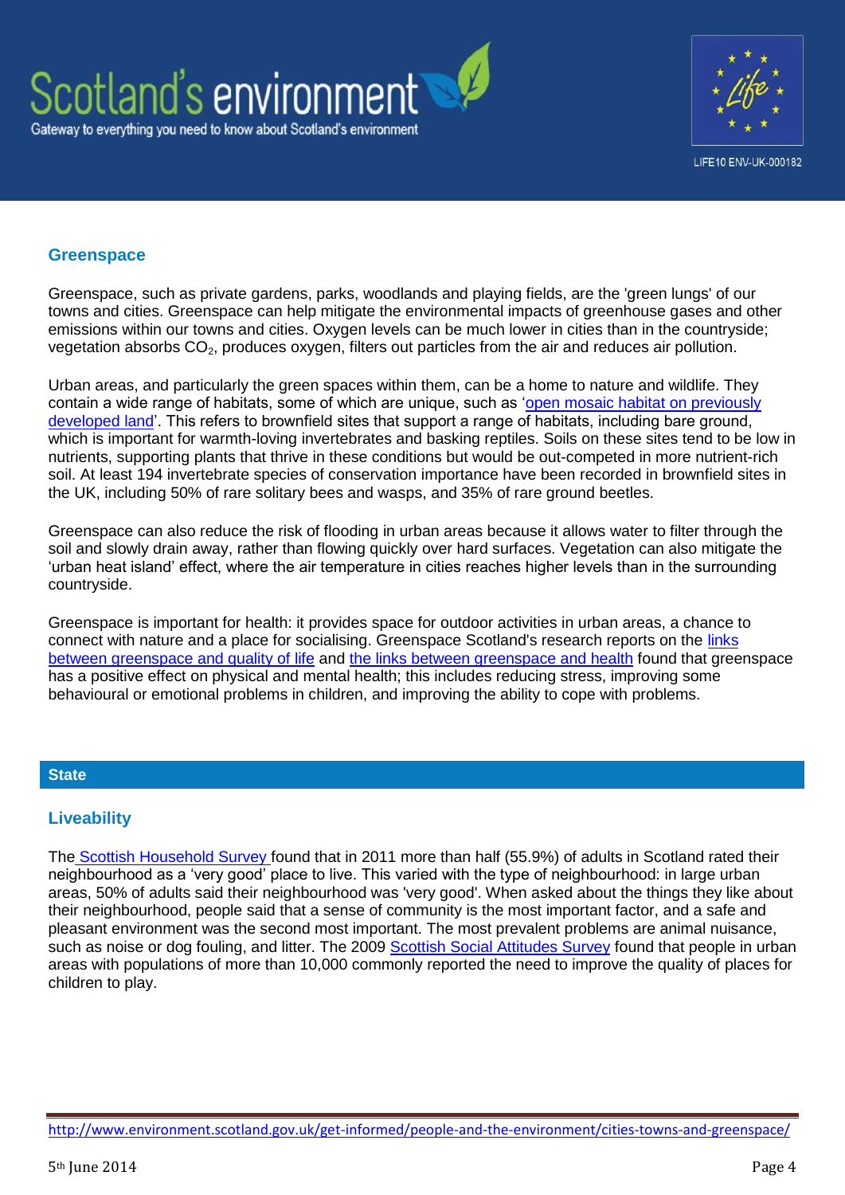## Greenspace

Greenspace, such as private gardens, parks, woodlands and playing fields, are the 'green lungs' of our towns and cities. Greenspace can help mitigate the environmental impacts of greenhouse gases and other emissions within our towns and cities. Oxygen levels can be much lower in cities than in the countryside; vegetation absorbs $CO_2$, produces oxygen, filters out particles from the air and reduces air pollution.

Urban areas, and particularly the green spaces within them, can be a home to nature and wildlife. They contain a wide range of habitats, some of which are unique, such as 'open mosaic habitat on previously developed land'. This refers to brownfield sites that support a range of habitats, including bare ground, which is important for warmth-loving invertebrates and basking reptiles. Soils on these sites tend to be low in nutrients, supporting plants that thrive in these conditions but would be out-competed in more nutrient-rich soil. At least 194 invertebrate species of conservation importance have been recorded in brownfield sites in the UK, including 50% of rare solitary bees and wasps, and 35% of rare ground beetles.

Greenspace can also reduce the risk of flooding in urban areas because it allows water to filter through the soil and slowly drain away, rather than flowing quickly over hard surfaces. Vegetation can also mitigate the 'urban heat island' effect, where the air temperature in cities reaches higher levels than in the surrounding countryside.

Greenspace is important for health: it provides space for outdoor activities in urban areas, a chance to connect with nature and a place for socialising. Greenspace Scotland's research reports on the links between greenspace and quality of life and the links between greenspace and health found that greenspace has a positive effect on physical and mental health; this includes reducing stress, improving some behavioural or emotional problems in children, and improving the ability to cope with problems.

# State

## Liveability

The Scottish Household Survey found that in 2011 more than half (55.9%) of adults in Scotland rated their neighbourhood as a 'very good' place to live. This varied with the type of neighbourhood: in large urban areas, 50% of adults said their neighbourhood was 'very good'. When asked about the things they like about their neighbourhood, people said that a sense of community is the most important factor, and a safe and pleasant environment was the second most important. The most prevalent problems are animal nuisance, such as noise or dog fouling, and litter. The 2009 Scottish Social Attitudes Survey found that people in urban areas with populations of more than 10,000 commonly reported the need to improve the quality of places for children to play.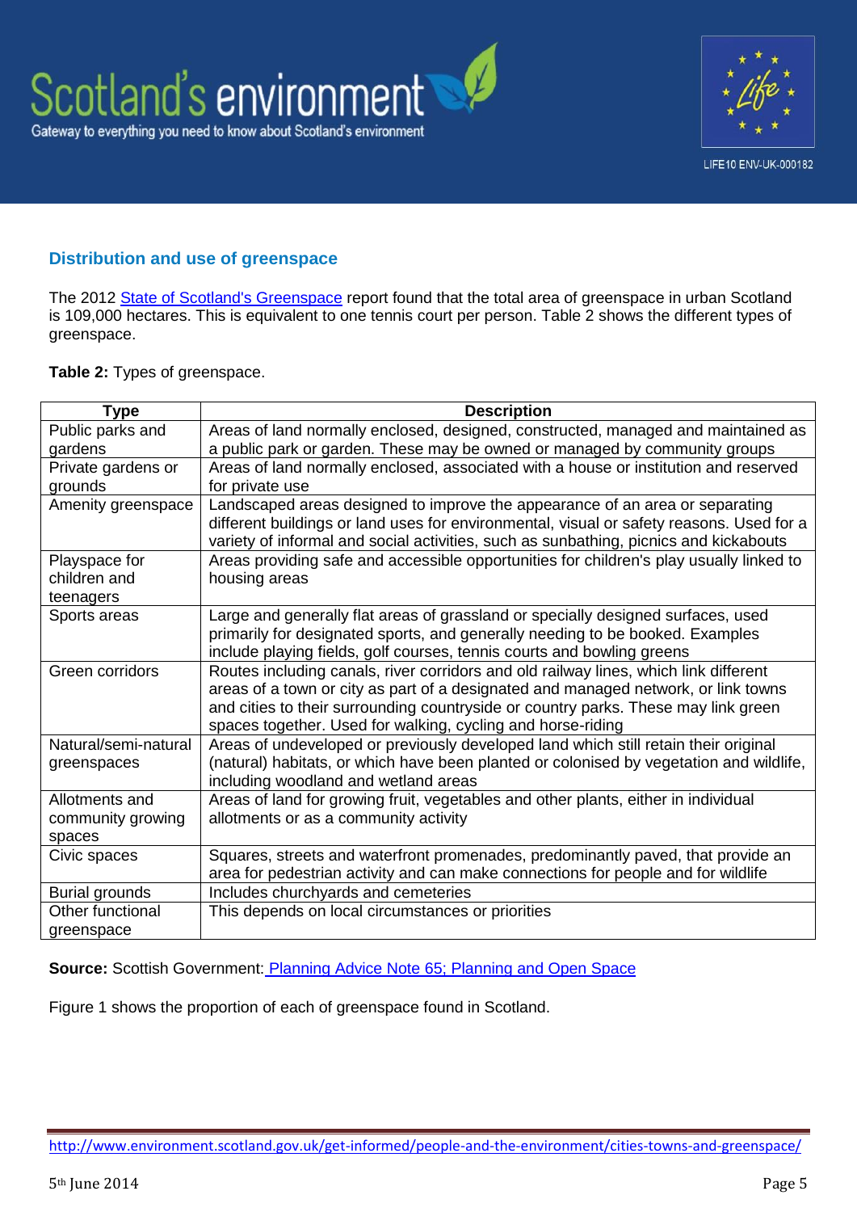## Distribution and use of greenspace

The 2012 [State of Scotland's Greenspace](State of Scotland's Greenspace) report found that the total area of greenspace in urban Scotland is 109,000 hectares. This is equivalent to one tennis court per person. Table 2 shows the different types of greenspace.

**Table 2:** Types of greenspace.

| Type | Description |
|---|---|
| Public parks and gardens | Areas of land normally enclosed, designed, constructed, managed and maintained as a public park or garden. These may be owned or managed by community groups |
| Private gardens or grounds | Areas of land normally enclosed, associated with a house or institution and reserved for private use |
| Amenity greenspace | Landscaped areas designed to improve the appearance of an area or separating different buildings or land uses for environmental, visual or safety reasons. Used for a variety of informal and social activities, such as sunbathing, picnics and kickabouts |
| Playspace for children and teenagers | Areas providing safe and accessible opportunities for children's play usually linked to housing areas |
| Sports areas | Large and generally flat areas of grassland or specially designed surfaces, used primarily for designated sports, and generally needing to be booked. Examples include playing fields, golf courses, tennis courts and bowling greens |
| Green corridors | Routes including canals, river corridors and old railway lines, which link different areas of a town or city as part of a designated and managed network, or link towns and cities to their surrounding countryside or country parks. These may link green spaces together. Used for walking, cycling and horse-riding |
| Natural/semi-natural greenspaces | Areas of undeveloped or previously developed land which still retain their original (natural) habitats, or which have been planted or colonised by vegetation and wildlife, including woodland and wetland areas |
| Allotments and community growing spaces | Areas of land for growing fruit, vegetables and other plants, either in individual allotments or as a community activity |
| Civic spaces | Squares, streets and waterfront promenades, predominantly paved, that provide an area for pedestrian activity and can make connections for people and for wildlife |
| Burial grounds | Includes churchyards and cemeteries |
| Other functional greenspace | This depends on local circumstances or priorities |

**Source:** Scottish Government: [Planning Advice Note 65; Planning and Open Space](Planning Advice Note 65; Planning and Open Space)

Figure 1 shows the proportion of each of greenspace found in Scotland.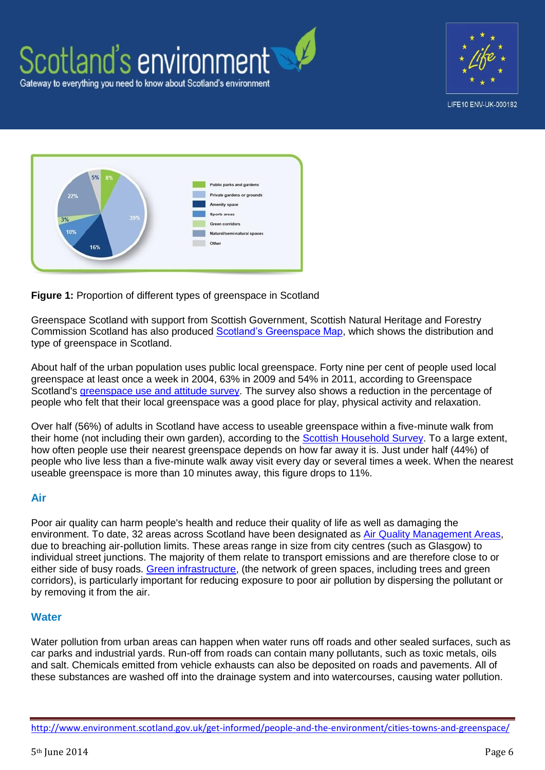**Figure 1:** Proportion of different types of greenspace in Scotland

Greenspace Scotland with support from Scottish Government, Scottish Natural Heritage and Forestry Commission Scotland has also produced Scotland's Greenspace Map, which shows the distribution and type of greenspace in Scotland.

About half of the urban population uses public local greenspace. Forty nine per cent of people used local greenspace at least once a week in 2004, 63% in 2009 and 54% in 2011, according to Greenspace Scotland's greenspace use and attitude survey. The survey also shows a reduction in the percentage of people who felt that their local greenspace was a good place for play, physical activity and relaxation.

Over half (56%) of adults in Scotland have access to useable greenspace within a five-minute walk from their home (not including their own garden), according to the Scottish Household Survey. To a large extent, how often people use their nearest greenspace depends on how far away it is. Just under half (44%) of people who live less than a five-minute walk away visit every day or several times a week. When the nearest useable greenspace is more than 10 minutes away, this figure drops to 11%.

## Air

Poor air quality can harm people's health and reduce their quality of life as well as damaging the environment. To date, 32 areas across Scotland have been designated as Air Quality Management Areas, due to breaching air-pollution limits. These areas range in size from city centres (such as Glasgow) to individual street junctions. The majority of them relate to transport emissions and are therefore close to or either side of busy roads. Green infrastructure, (the network of green spaces, including trees and green corridors), is particularly important for reducing exposure to poor air pollution by dispersing the pollutant or by removing it from the air.

## Water

Water pollution from urban areas can happen when water runs off roads and other sealed surfaces, such as car parks and industrial yards. Run-off from roads can contain many pollutants, such as toxic metals, oils and salt. Chemicals emitted from vehicle exhausts can also be deposited on roads and pavements. All of these substances are washed off into the drainage system and into watercourses, causing water pollution.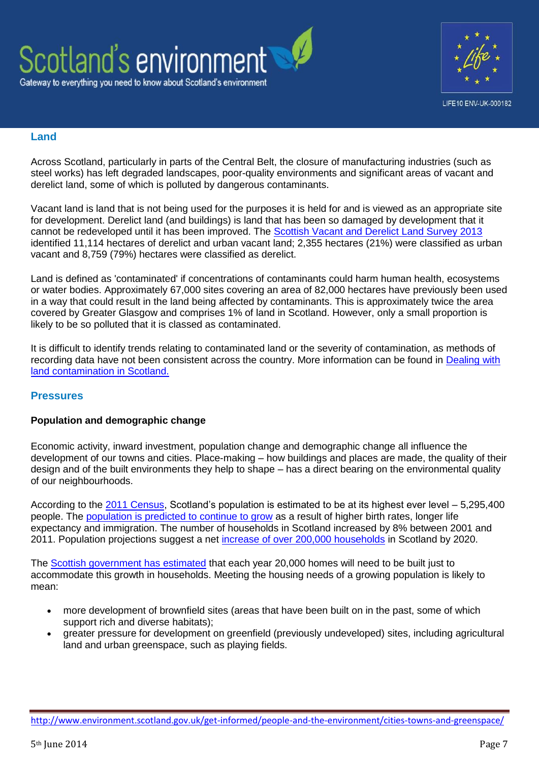## Land

Across Scotland, particularly in parts of the Central Belt, the closure of manufacturing industries (such as steel works) has left degraded landscapes, poor-quality environments and significant areas of vacant and derelict land, some of which is polluted by dangerous contaminants.

Vacant land is land that is not being used for the purposes it is held for and is viewed as an appropriate site for development. Derelict land (and buildings) is land that has been so damaged by development that it cannot be redeveloped until it has been improved. The Scottish Vacant and Derelict Land Survey 2013 identified 11,114 hectares of derelict and urban vacant land; 2,355 hectares (21%) were classified as urban vacant and 8,759 (79%) hectares were classified as derelict.

Land is defined as 'contaminated' if concentrations of contaminants could harm human health, ecosystems or water bodies. Approximately 67,000 sites covering an area of 82,000 hectares have previously been used in a way that could result in the land being affected by contaminants. This is approximately twice the area covered by Greater Glasgow and comprises 1% of land in Scotland. However, only a small proportion is likely to be so polluted that it is classed as contaminated.

It is difficult to identify trends relating to contaminated land or the severity of contamination, as methods of recording data have not been consistent across the country. More information can be found in Dealing with land contamination in Scotland.

## Pressures

### Population and demographic change

Economic activity, inward investment, population change and demographic change all influence the development of our towns and cities. Place-making – how buildings and places are made, the quality of their design and of the built environments they help to shape – has a direct bearing on the environmental quality of our neighbourhoods.

According to the 2011 Census, Scotland's population is estimated to be at its highest ever level – 5,295,400 people. The population is predicted to continue to grow as a result of higher birth rates, longer life expectancy and immigration. The number of households in Scotland increased by 8% between 2001 and 2011. Population projections suggest a net increase of over 200,000 households in Scotland by 2020.

The Scottish government has estimated that each year 20,000 homes will need to be built just to accommodate this growth in households. Meeting the housing needs of a growing population is likely to mean:

- more development of brownfield sites (areas that have been built on in the past, some of which support rich and diverse habitats);
- greater pressure for development on greenfield (previously undeveloped) sites, including agricultural land and urban greenspace, such as playing fields.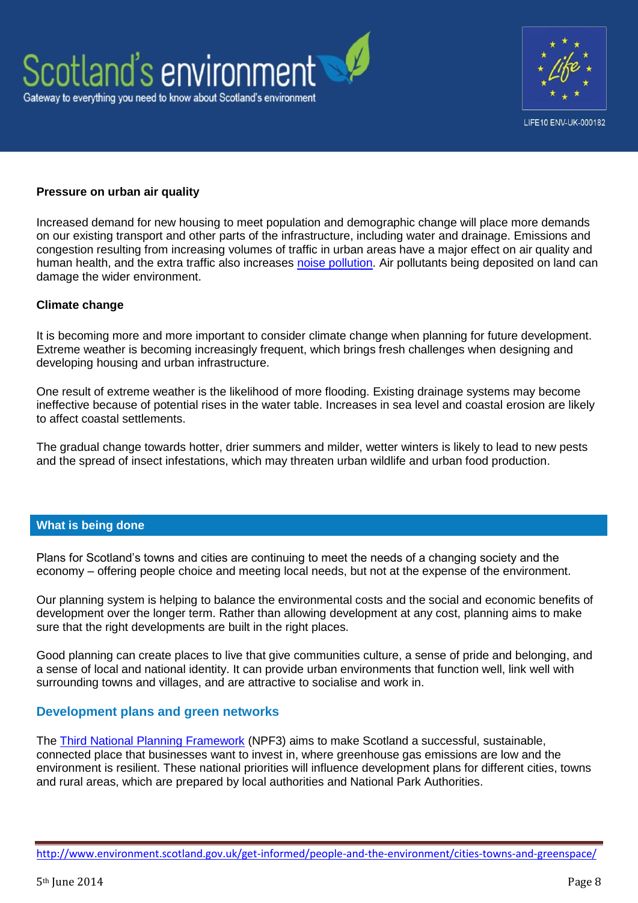**Pressure on urban air quality**

Increased demand for new housing to meet population and demographic change will place more demands on our existing transport and other parts of the infrastructure, including water and drainage. Emissions and congestion resulting from increasing volumes of traffic in urban areas have a major effect on air quality and human health, and the extra traffic also increases noise pollution. Air pollutants being deposited on land can damage the wider environment.

**Climate change**

It is becoming more and more important to consider climate change when planning for future development. Extreme weather is becoming increasingly frequent, which brings fresh challenges when designing and developing housing and urban infrastructure.

One result of extreme weather is the likelihood of more flooding. Existing drainage systems may become ineffective because of potential rises in the water table. Increases in sea level and coastal erosion are likely to affect coastal settlements.

The gradual change towards hotter, drier summers and milder, wetter winters is likely to lead to new pests and the spread of insect infestations, which may threaten urban wildlife and urban food production.

## What is being done

Plans for Scotland's towns and cities are continuing to meet the needs of a changing society and the economy – offering people choice and meeting local needs, but not at the expense of the environment.

Our planning system is helping to balance the environmental costs and the social and economic benefits of development over the longer term. Rather than allowing development at any cost, planning aims to make sure that the right developments are built in the right places.

Good planning can create places to live that give communities culture, a sense of pride and belonging, and a sense of local and national identity. It can provide urban environments that function well, link well with surrounding towns and villages, and are attractive to socialise and work in.

### Development plans and green networks

The Third National Planning Framework (NPF3) aims to make Scotland a successful, sustainable, connected place that businesses want to invest in, where greenhouse gas emissions are low and the environment is resilient. These national priorities will influence development plans for different cities, towns and rural areas, which are prepared by local authorities and National Park Authorities.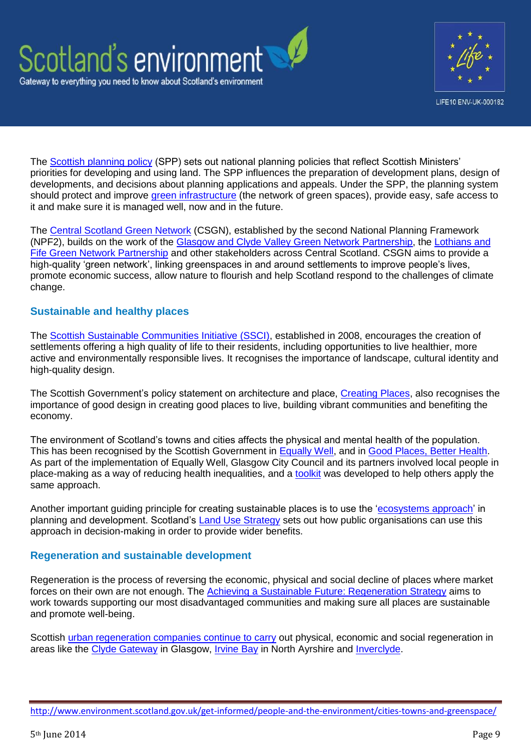The Scottish planning policy (SPP) sets out national planning policies that reflect Scottish Ministers' priorities for developing and using land. The SPP influences the preparation of development plans, design of developments, and decisions about planning applications and appeals. Under the SPP, the planning system should protect and improve green infrastructure (the network of green spaces), provide easy, safe access to it and make sure it is managed well, now and in the future.

The Central Scotland Green Network (CSGN), established by the second National Planning Framework (NPF2), builds on the work of the Glasgow and Clyde Valley Green Network Partnership, the Lothians and Fife Green Network Partnership and other stakeholders across Central Scotland. CSGN aims to provide a high-quality 'green network', linking greenspaces in and around settlements to improve people's lives, promote economic success, allow nature to flourish and help Scotland respond to the challenges of climate change.

## Sustainable and healthy places

The Scottish Sustainable Communities Initiative (SSCI), established in 2008, encourages the creation of settlements offering a high quality of life to their residents, including opportunities to live healthier, more active and environmentally responsible lives. It recognises the importance of landscape, cultural identity and high-quality design.

The Scottish Government's policy statement on architecture and place, Creating Places, also recognises the importance of good design in creating good places to live, building vibrant communities and benefiting the economy.

The environment of Scotland's towns and cities affects the physical and mental health of the population. This has been recognised by the Scottish Government in Equally Well, and in Good Places, Better Health. As part of the implementation of Equally Well, Glasgow City Council and its partners involved local people in place-making as a way of reducing health inequalities, and a toolkit was developed to help others apply the same approach.

Another important guiding principle for creating sustainable places is to use the 'ecosystems approach' in planning and development. Scotland's Land Use Strategy sets out how public organisations can use this approach in decision-making in order to provide wider benefits.

## Regeneration and sustainable development

Regeneration is the process of reversing the economic, physical and social decline of places where market forces on their own are not enough. The Achieving a Sustainable Future: Regeneration Strategy aims to work towards supporting our most disadvantaged communities and making sure all places are sustainable and promote well-being.

Scottish urban regeneration companies continue to carry out physical, economic and social regeneration in areas like the Clyde Gateway in Glasgow, Irvine Bay in North Ayrshire and Inverclyde.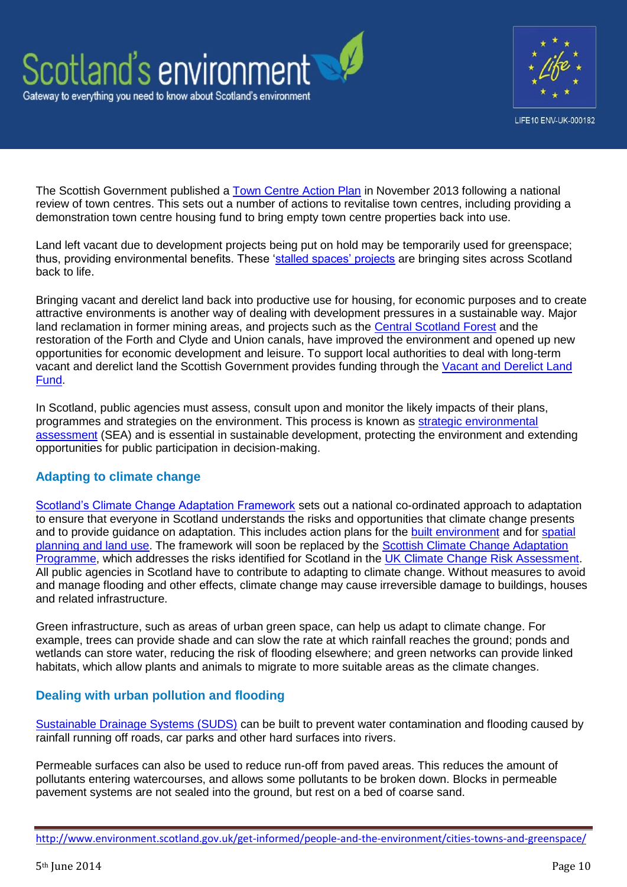The Scottish Government published a Town Centre Action Plan in November 2013 following a national review of town centres. This sets out a number of actions to revitalise town centres, including providing a demonstration town centre housing fund to bring empty town centre properties back into use.

Land left vacant due to development projects being put on hold may be temporarily used for greenspace; thus, providing environmental benefits. These 'stalled spaces' projects are bringing sites across Scotland back to life.

Bringing vacant and derelict land back into productive use for housing, for economic purposes and to create attractive environments is another way of dealing with development pressures in a sustainable way. Major land reclamation in former mining areas, and projects such as the Central Scotland Forest and the restoration of the Forth and Clyde and Union canals, have improved the environment and opened up new opportunities for economic development and leisure. To support local authorities to deal with long-term vacant and derelict land the Scottish Government provides funding through the Vacant and Derelict Land Fund.

In Scotland, public agencies must assess, consult upon and monitor the likely impacts of their plans, programmes and strategies on the environment. This process is known as strategic environmental assessment (SEA) and is essential in sustainable development, protecting the environment and extending opportunities for public participation in decision-making.

## Adapting to climate change

Scotland's Climate Change Adaptation Framework sets out a national co-ordinated approach to adaptation to ensure that everyone in Scotland understands the risks and opportunities that climate change presents and to provide guidance on adaptation. This includes action plans for the built environment and for spatial planning and land use. The framework will soon be replaced by the Scottish Climate Change Adaptation Programme, which addresses the risks identified for Scotland in the UK Climate Change Risk Assessment. All public agencies in Scotland have to contribute to adapting to climate change. Without measures to avoid and manage flooding and other effects, climate change may cause irreversible damage to buildings, houses and related infrastructure.

Green infrastructure, such as areas of urban green space, can help us adapt to climate change. For example, trees can provide shade and can slow the rate at which rainfall reaches the ground; ponds and wetlands can store water, reducing the risk of flooding elsewhere; and green networks can provide linked habitats, which allow plants and animals to migrate to more suitable areas as the climate changes.

## Dealing with urban pollution and flooding

Sustainable Drainage Systems (SUDS) can be built to prevent water contamination and flooding caused by rainfall running off roads, car parks and other hard surfaces into rivers.

Permeable surfaces can also be used to reduce run-off from paved areas. This reduces the amount of pollutants entering watercourses, and allows some pollutants to be broken down. Blocks in permeable pavement systems are not sealed into the ground, but rest on a bed of coarse sand.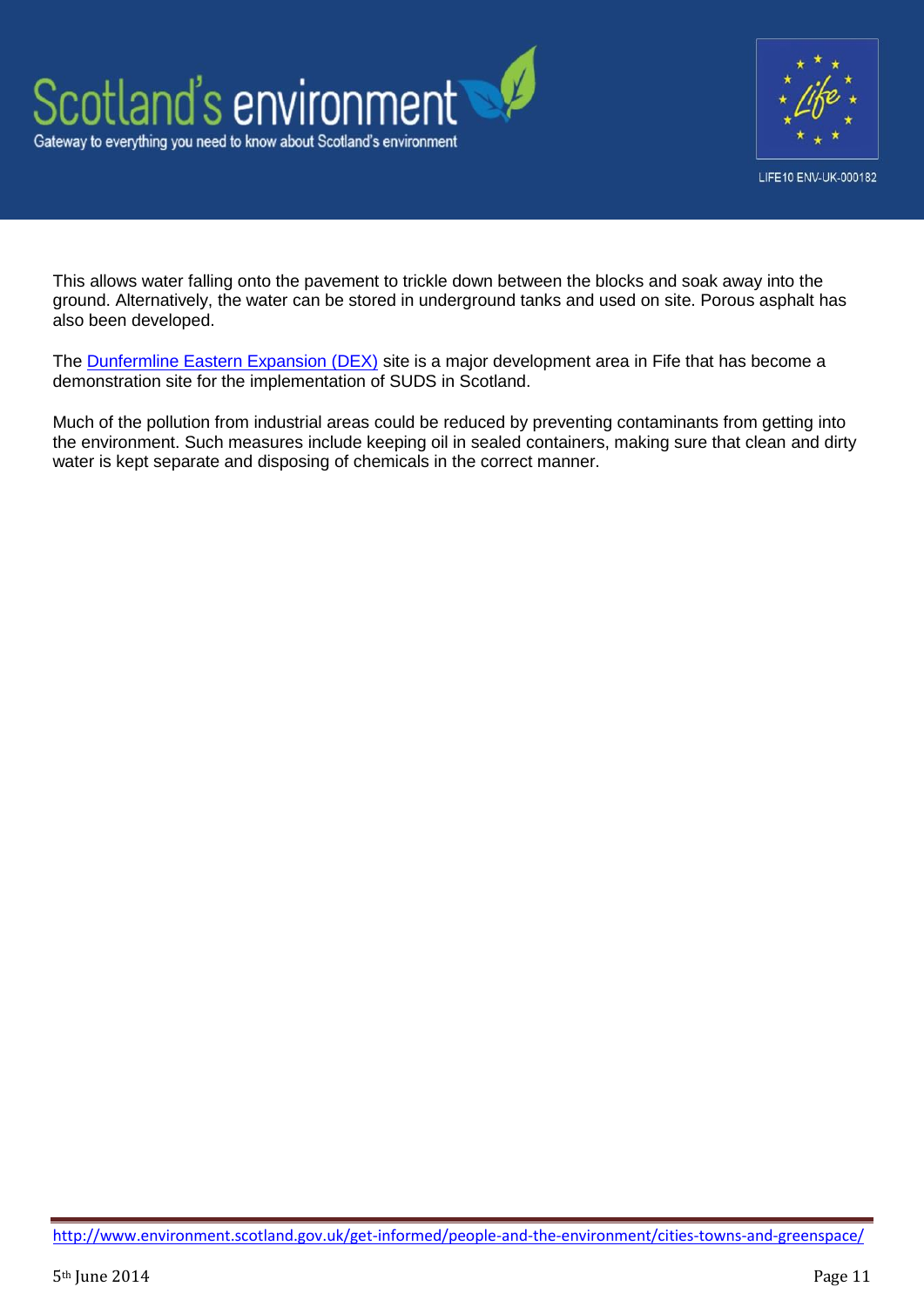This allows water falling onto the pavement to trickle down between the blocks and soak away into the ground. Alternatively, the water can be stored in underground tanks and used on site. Porous asphalt has also been developed.

The Dunfermline Eastern Expansion (DEX) site is a major development area in Fife that has become a demonstration site for the implementation of SUDS in Scotland.

Much of the pollution from industrial areas could be reduced by preventing contaminants from getting into the environment. Such measures include keeping oil in sealed containers, making sure that clean and dirty water is kept separate and disposing of chemicals in the correct manner.